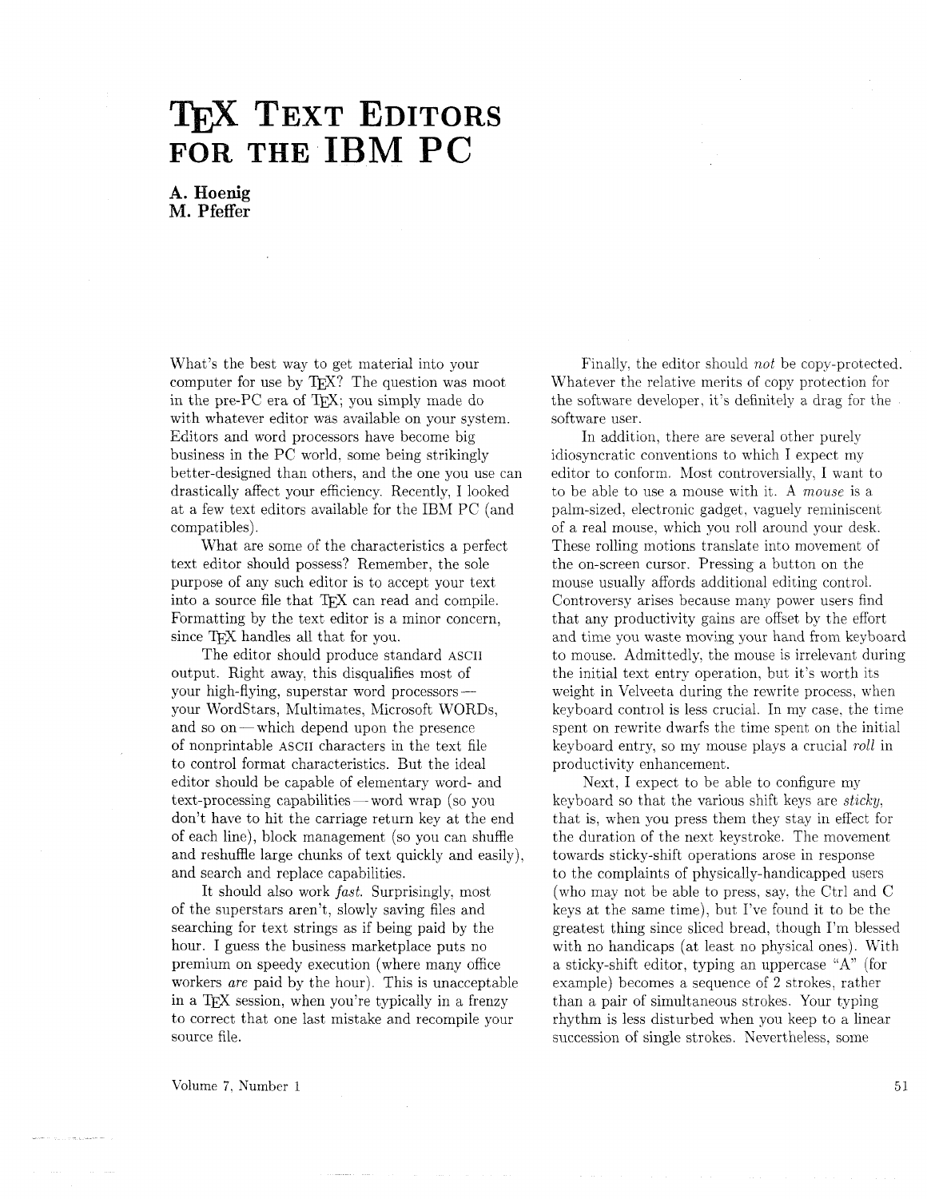# TeX Text Editors for the IBM PC

**A. Hoenig**
**M. Pfeffer**

What's the best way to get material into your computer for use by TeX? The question was moot in the pre-PC era of TeX; you simply made do with whatever editor was available on your system. Editors and word processors have become big business in the PC world, some being strikingly better-designed than others, and the one you use can drastically affect your efficiency. Recently, I looked at a few text editors available for the IBM PC (and compatibles).

What are some of the characteristics a perfect text editor should possess? Remember, the sole purpose of any such editor is to accept your text into a source file that TeX can read and compile. Formatting by the text editor is a minor concern, since TeX handles all that for you.

The editor should produce standard ASCII output. Right away, this disqualifies most of your high-flying, superstar word processors—your WordStars, Multimates, Microsoft WORDs, and so on—which depend upon the presence of nonprintable ASCII characters in the text file to control format characteristics. But the ideal editor should be capable of elementary word- and text-processing capabilities—word wrap (so you don't have to hit the carriage return key at the end of each line), block management (so you can shuffle and reshuffle large chunks of text quickly and easily), and search and replace capabilities.

It should also work *fast*. Surprisingly, most of the superstars aren't, slowly saving files and searching for text strings as if being paid by the hour. I guess the business marketplace puts no premium on speedy execution (where many office workers *are* paid by the hour). This is unacceptable in a TeX session, when you're typically in a frenzy to correct that one last mistake and recompile your source file.

Finally, the editor should *not* be copy-protected. Whatever the relative merits of copy protection for the software developer, it's definitely a drag for the software user.

In addition, there are several other purely idiosyncratic conventions to which I expect my editor to conform. Most controversially, I want to to be able to use a mouse with it. A *mouse* is a palm-sized, electronic gadget, vaguely reminiscent of a real mouse, which you roll around your desk. These rolling motions translate into movement of the on-screen cursor. Pressing a button on the mouse usually affords additional editing control. Controversy arises because many power users find that any productivity gains are offset by the effort and time you waste moving your hand from keyboard to mouse. Admittedly, the mouse is irrelevant during the initial text entry operation, but it's worth its weight in Velveeta during the rewrite process, when keyboard control is less crucial. In my case, the time spent on rewrite dwarfs the time spent on the initial keyboard entry, so my mouse plays a crucial *roll* in productivity enhancement.

Next, I expect to be able to configure my keyboard so that the various shift keys are *sticky*, that is, when you press them they stay in effect for the duration of the next keystroke. The movement towards sticky-shift operations arose in response to the complaints of physically-handicapped users (who may not be able to press, say, the Ctrl and C keys at the same time), but I've found it to be the greatest thing since sliced bread, though I'm blessed with no handicaps (at least no physical ones). With a sticky-shift editor, typing an uppercase "A" (for example) becomes a sequence of 2 strokes, rather than a pair of simultaneous strokes. Your typing rhythm is less disturbed when you keep to a linear succession of single strokes. Nevertheless, some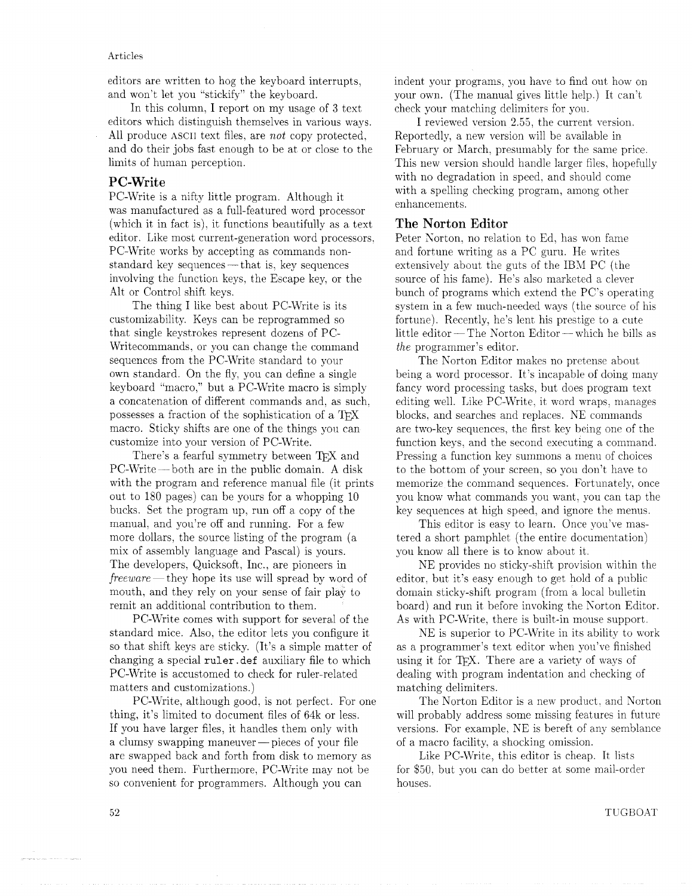editors are written to hog the keyboard interrupts, and won't let you "stickify" the keyboard.

In this column, I report on my usage of 3 text editors which distinguish themselves in various ways. All produce ASCII text files, are *not* copy protected, and do their jobs fast enough to be at or close to the limits of human perception.

## PC-Write

PC-Write is a nifty little program. Although it was manufactured as a full-featured word processor (which it in fact is), it functions beautifully as a text editor. Like most current-generation word processors, PC-Write works by accepting as commands non-standard key sequences — that is, key sequences involving the function keys, the Escape key, or the Alt or Control shift keys.

The thing I like best about PC-Write is its customizability. Keys can be reprogrammed so that single keystrokes represent dozens of PC-Writecommands, or you can change the command sequences from the PC-Write standard to your own standard. On the fly, you can define a single keyboard "macro," but a PC-Write macro is simply a concatenation of different commands and, as such, possesses a fraction of the sophistication of a TEX macro. Sticky shifts are one of the things you can customize into your version of PC-Write.

There's a fearful symmetry between TEX and PC-Write — both are in the public domain. A disk with the program and reference manual file (it prints out to 180 pages) can be yours for a whopping 10 bucks. Set the program up, run off a copy of the manual, and you're off and running. For a few more dollars, the source listing of the program (a mix of assembly language and Pascal) is yours. The developers, Quicksoft, Inc., are pioneers in *freeware* — they hope its use will spread by word of mouth, and they rely on your sense of fair play to remit an additional contribution to them.

PC-Write comes with support for several of the standard mice. Also, the editor lets you configure it so that shift keys are sticky. (It's a simple matter of changing a special `ruler.def` auxiliary file to which PC-Write is accustomed to check for ruler-related matters and customizations.)

PC-Write, although good, is not perfect. For one thing, it's limited to document files of 64k or less. If you have larger files, it handles them only with a clumsy swapping maneuver — pieces of your file are swapped back and forth from disk to memory as you need them. Furthermore, PC-Write may not be so convenient for programmers. Although you can indent your programs, you have to find out how on your own. (The manual gives little help.) It can't check your matching delimiters for you.

I reviewed version 2.55, the current version. Reportedly, a new version will be available in February or March, presumably for the same price. This new version should handle larger files, hopefully with no degradation in speed, and should come with a spelling checking program, among other enhancements.

## The Norton Editor

Peter Norton, no relation to Ed, has won fame and fortune writing as a PC guru. He writes extensively about the guts of the IBM PC (the source of his fame). He's also marketed a clever bunch of programs which extend the PC's operating system in a few much-needed ways (the source of his fortune). Recently, he's lent his prestige to a cute little editor — The Norton Editor — which he bills as *the* programmer's editor.

The Norton Editor makes no pretense about being a word processor. It's incapable of doing many fancy word processing tasks, but does program text editing well. Like PC-Write, it word wraps, manages blocks, and searches and replaces. NE commands are two-key sequences, the first key being one of the function keys, and the second executing a command. Pressing a function key summons a menu of choices to the bottom of your screen, so you don't have to memorize the command sequences. Fortunately, once you know what commands you want, you can tap the key sequences at high speed, and ignore the menus.

This editor is easy to learn. Once you've mastered a short pamphlet (the entire documentation) you know all there is to know about it.

NE provides no sticky-shift provision within the editor, but it's easy enough to get hold of a public domain sticky-shift program (from a local bulletin board) and run it before invoking the Norton Editor. As with PC-Write, there is built-in mouse support.

NE is superior to PC-Write in its ability to work as a programmer's text editor when you've finished using it for TEX. There are a variety of ways of dealing with program indentation and checking of matching delimiters.

The Norton Editor is a new product, and Norton will probably address some missing features in future versions. For example, NE is bereft of any semblance of a macro facility, a shocking omission.

Like PC-Write, this editor is cheap. It lists for $50, but you can do better at some mail-order houses.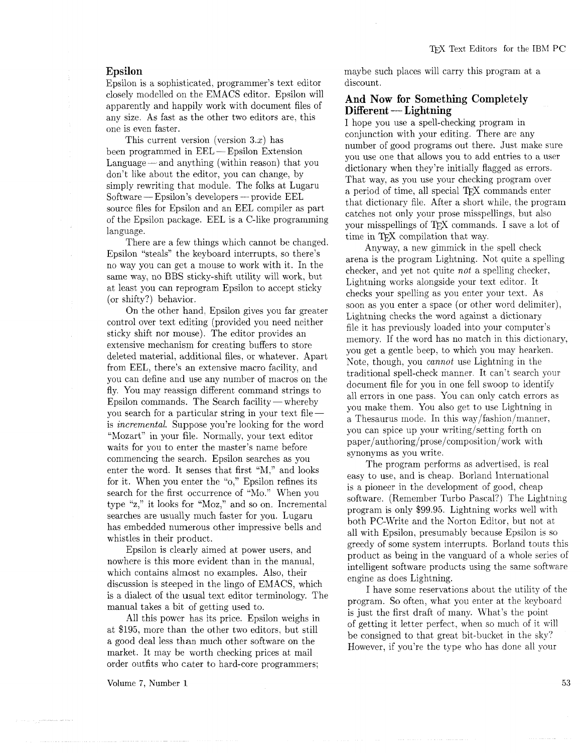## Epsilon

Epsilon is a sophisticated, programmer's text editor closely modelled on the EMACS editor. Epsilon will apparently and happily work with document files of any size. As fast as the other two editors are, this one is even faster.

This current version (version 3.*x*) has been programmed in EEL — Epsilon Extension Language — and anything (within reason) that you don't like about the editor, you can change, by simply rewriting that module. The folks at Lugaru Software — Epsilon's developers — provide EEL source files for Epsilon and an EEL compiler as part of the Epsilon package. EEL is a C-like programming language.

There are a few things which cannot be changed. Epsilon "steals" the keyboard interrupts, so there's no way you can get a mouse to work with it. In the same way, no BBS sticky-shift utility will work, but at least you can reprogram Epsilon to accept sticky (or shifty?) behavior.

On the other hand, Epsilon gives you far greater control over text editing (provided you need neither sticky shift nor mouse). The editor provides an extensive mechanism for creating buffers to store deleted material, additional files, or whatever. Apart from EEL, there's an extensive macro facility, and you can define and use any number of macros on the fly. You may reassign different command strings to Epsilon commands. The Search facility — whereby you search for a particular string in your text file — is *incremental*. Suppose you're looking for the word "Mozart" in your file. Normally, your text editor waits for you to enter the master's name before commencing the search. Epsilon searches as you enter the word. It senses that first "M," and looks for it. When you enter the "o," Epsilon refines its search for the first occurrence of "Mo." When you type "z," it looks for "Moz," and so on. Incremental searches are usually much faster for you. Lugaru has embedded numerous other impressive bells and whistles in their product.

Epsilon is clearly aimed at power users, and nowhere is this more evident than in the manual, which contains almost no examples. Also, their discussion is steeped in the lingo of EMACS, which is a dialect of the usual text editor terminology. The manual takes a bit of getting used to.

All this power has its price. Epsilon weighs in at $195, more than the other two editors, but still a good deal less than much other software on the market. It may be worth checking prices at mail order outfits who cater to hard-core programmers; maybe such places will carry this program at a discount.

## And Now for Something Completely Different — Lightning

I hope you use a spell-checking program in conjunction with your editing. There are any number of good programs out there. Just make sure you use one that allows you to add entries to a user dictionary when they're initially flagged as errors. That way, as you use your checking program over a period of time, all special TeX commands enter that dictionary file. After a short while, the program catches not only your prose misspellings, but also your misspellings of TeX commands. I save a lot of time in TeX compilation that way.

Anyway, a new gimmick in the spell check arena is the program Lightning. Not quite a spelling checker, and yet not quite *not* a spelling checker, Lightning works alongside your text editor. It checks your spelling as you enter your text. As soon as you enter a space (or other word delimiter), Lightning checks the word against a dictionary file it has previously loaded into your computer's memory. If the word has no match in this dictionary, you get a gentle beep, to which you may hearken. Note, though, you *cannot* use Lightning in the traditional spell-check manner. It can't search your document file for you in one fell swoop to identify all errors in one pass. You can only catch errors as you make them. You also get to use Lightning in a Thesaurus mode. In this way/fashion/manner, you can spice up your writing/setting forth on paper/authoring/prose/composition/work with synonyms as you write.

The program performs as advertised, is real easy to use, and is cheap. Borland International is a pioneer in the development of good, cheap software. (Remember Turbo Pascal?) The Lightning program is only $99.95. Lightning works well with both PC-Write and the Norton Editor, but not at all with Epsilon, presumably because Epsilon is so greedy of some system interrupts. Borland touts this product as being in the vanguard of a whole series of intelligent software products using the same software engine as does Lightning.

I have some reservations about the utility of the program. So often, what you enter at the keyboard is just the first draft of many. What's the point of getting it letter perfect, when so much of it will be consigned to that great bit-bucket in the sky? However, if you're the type who has done all your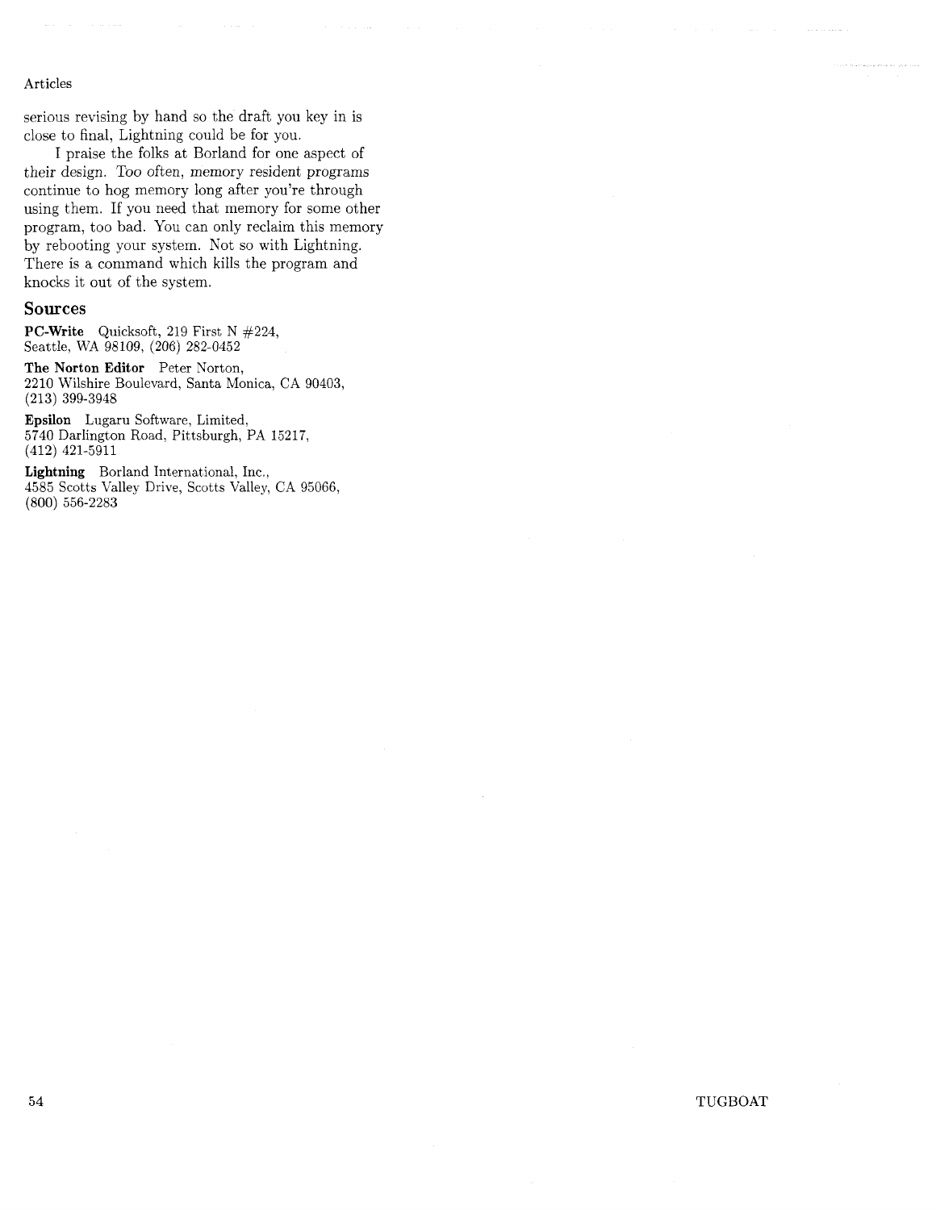serious revising by hand so the draft you key in is close to final, Lightning could be for you.

I praise the folks at Borland for one aspect of their design. Too often, memory resident programs continue to hog memory long after you're through using them. If you need that memory for some other program, too bad. You can only reclaim this memory by rebooting your system. Not so with Lightning. There is a command which kills the program and knocks it out of the system.

## Sources

**PC-Write** Quicksoft, 219 First N #224, Seattle, WA 98109, (206) 282-0452

**The Norton Editor** Peter Norton, 2210 Wilshire Boulevard, Santa Monica, CA 90403, (213) 399-3948

**Epsilon** Lugaru Software, Limited, 5740 Darlington Road, Pittsburgh, PA 15217, (412) 421-5911

**Lightning** Borland International, Inc., 4585 Scotts Valley Drive, Scotts Valley, CA 95066, (800) 556-2283